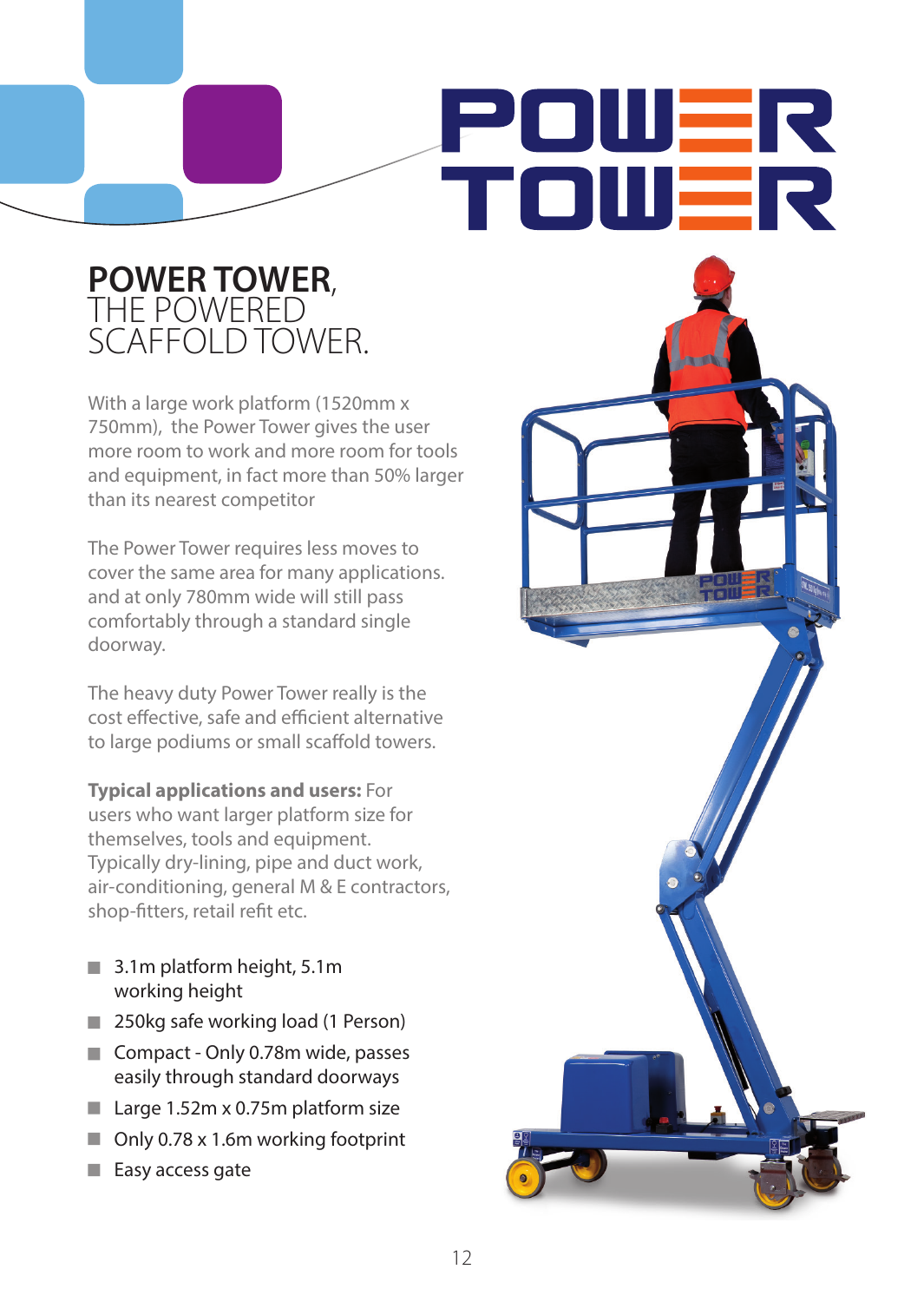# POWER TOWER, THE POWERED SCAFFOLD TOWER.

With a large work platform (1520mm x 750mm), the Power Tower gives the user more room to work and more room for tools and equipment, in fact more than 50% larger than its nearest competitor

The Power Tower requires less moves to cover the same area for many applications. and at only 780mm wide will still pass comfortably through a standard single doorway.

The heavy duty Power Tower really is the cost effective, safe and efficient alternative to large podiums or small scaffold towers.

**Typical applications and users:** For users who want larger platform size for themselves, tools and equipment. Typically dry-lining, pipe and duct work, air-conditioning, general M & E contractors, shop-fitters, retail refit etc.

- 3.1m platform height, 5.1m working height
- 250kg safe working load (1 Person)
- Compact - Only 0.78m wide, passes easily through standard doorways
- Large 1.52m x 0.75m platform size
- Only 0.78 x 1.6m working footprint
- Easy access gate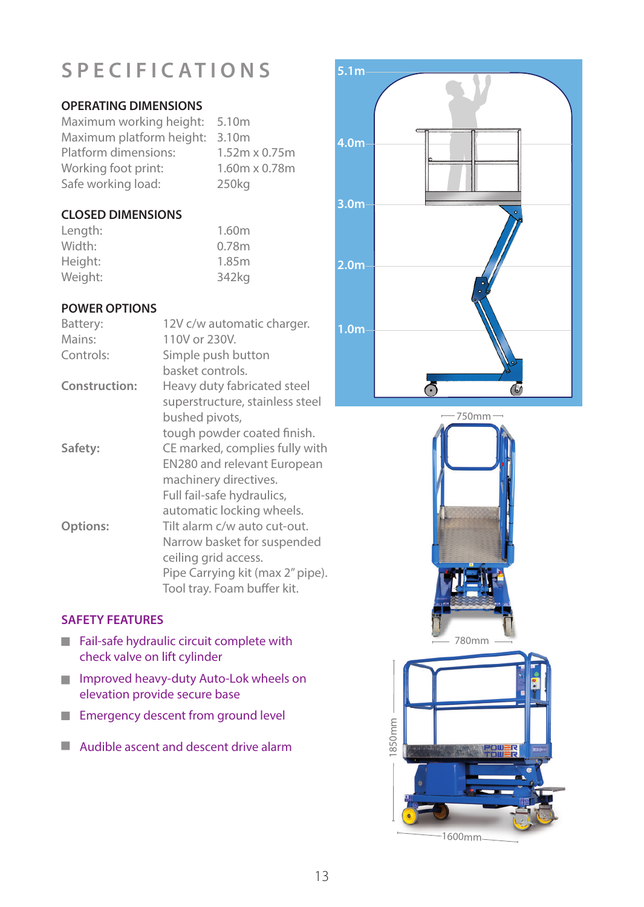# SPECIFICATIONS

### OPERATING DIMENSIONS

| | |
|---|---|
| Maximum working height: | 5.10m |
| Maximum platform height: | 3.10m |
| Platform dimensions: | 1.52m x 0.75m |
| Working foot print: | 1.60m x 0.78m |
| Safe working load: | 250kg |

### CLOSED DIMENSIONS

| | |
|---|---|
| Length: | 1.60m |
| Width: | 0.78m |
| Height: | 1.85m |
| Weight: | 342kg |

### POWER OPTIONS

| | |
|---|---|
| Battery: | 12V c/w automatic charger. |
| Mains: | 110V or 230V. |
| Controls: | Simple push button basket controls. |
| **Construction:** | Heavy duty fabricated steel superstructure, stainless steel bushed pivots, tough powder coated finish. |
| **Safety:** | CE marked, complies fully with EN280 and relevant European machinery directives. Full fail-safe hydraulics, automatic locking wheels. |
| **Options:** | Tilt alarm c/w auto cut-out. Narrow basket for suspended ceiling grid access. Pipe Carrying kit (max 2" pipe). Tool tray. Foam buffer kit. |

### SAFETY FEATURES

- Fail-safe hydraulic circuit complete with check valve on lift cylinder
- Improved heavy-duty Auto-Lok wheels on elevation provide secure base
- Emergency descent from ground level
- Audible ascent and descent drive alarm

5.1m
4.0m
3.0m
2.0m
1.0m

750mm
780mm
1850mm
1600mm